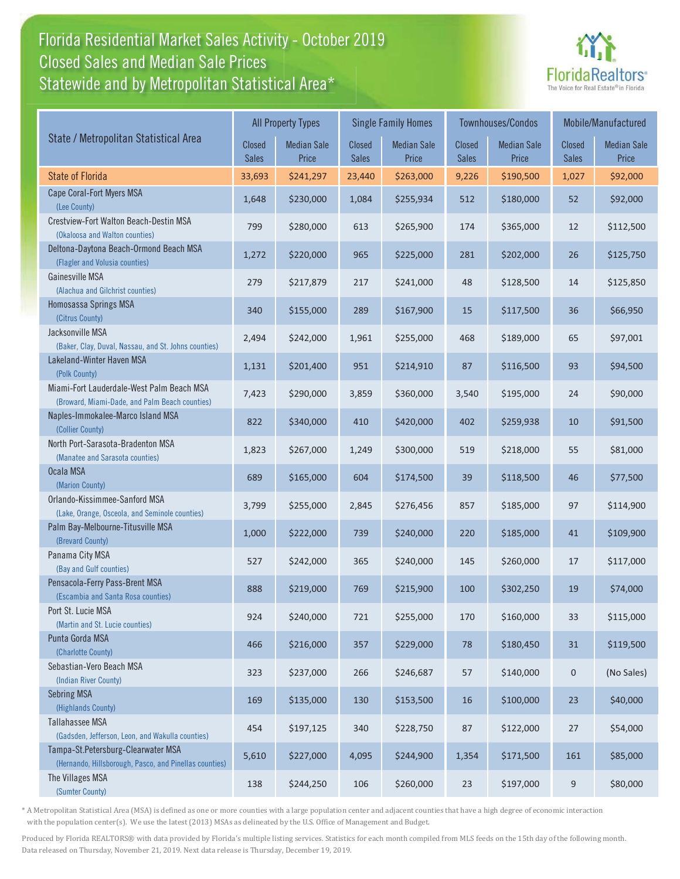# Florida Residential Market Sales Activity - October 2019
## Closed Sales and Median Sale Prices
## Statewide and by Metropolitan Statistical Area*

FloridaRealtors® The Voice for Real Estate® in Florida

| State / Metropolitan Statistical Area | All Property Types | | Single Family Homes | | Townhouses/Condos | | Mobile/Manufactured | |
|---|---|---|---|---|---|---|---|---|
| | Closed Sales | Median Sale Price | Closed Sales | Median Sale Price | Closed Sales | Median Sale Price | Closed Sales | Median Sale Price |
| State of Florida | 33,693 | $241,297 | 23,440 | $263,000 | 9,226 | $190,500 | 1,027 | $92,000 |
| Cape Coral-Fort Myers MSA (Lee County) | 1,648 | $230,000 | 1,084 | $255,934 | 512 | $180,000 | 52 | $92,000 |
| Crestview-Fort Walton Beach-Destin MSA (Okaloosa and Walton counties) | 799 | $280,000 | 613 | $265,900 | 174 | $365,000 | 12 | $112,500 |
| Deltona-Daytona Beach-Ormond Beach MSA (Flagler and Volusia counties) | 1,272 | $220,000 | 965 | $225,000 | 281 | $202,000 | 26 | $125,750 |
| Gainesville MSA (Alachua and Gilchrist counties) | 279 | $217,879 | 217 | $241,000 | 48 | $128,500 | 14 | $125,850 |
| Homosassa Springs MSA (Citrus County) | 340 | $155,000 | 289 | $167,900 | 15 | $117,500 | 36 | $66,950 |
| Jacksonville MSA (Baker, Clay, Duval, Nassau, and St. Johns counties) | 2,494 | $242,000 | 1,961 | $255,000 | 468 | $189,000 | 65 | $97,001 |
| Lakeland-Winter Haven MSA (Polk County) | 1,131 | $201,400 | 951 | $214,910 | 87 | $116,500 | 93 | $94,500 |
| Miami-Fort Lauderdale-West Palm Beach MSA (Broward, Miami-Dade, and Palm Beach counties) | 7,423 | $290,000 | 3,859 | $360,000 | 3,540 | $195,000 | 24 | $90,000 |
| Naples-Immokalee-Marco Island MSA (Collier County) | 822 | $340,000 | 410 | $420,000 | 402 | $259,938 | 10 | $91,500 |
| North Port-Sarasota-Bradenton MSA (Manatee and Sarasota counties) | 1,823 | $267,000 | 1,249 | $300,000 | 519 | $218,000 | 55 | $81,000 |
| Ocala MSA (Marion County) | 689 | $165,000 | 604 | $174,500 | 39 | $118,500 | 46 | $77,500 |
| Orlando-Kissimmee-Sanford MSA (Lake, Orange, Osceola, and Seminole counties) | 3,799 | $255,000 | 2,845 | $276,456 | 857 | $185,000 | 97 | $114,900 |
| Palm Bay-Melbourne-Titusville MSA (Brevard County) | 1,000 | $222,000 | 739 | $240,000 | 220 | $185,000 | 41 | $109,900 |
| Panama City MSA (Bay and Gulf counties) | 527 | $242,000 | 365 | $240,000 | 145 | $260,000 | 17 | $117,000 |
| Pensacola-Ferry Pass-Brent MSA (Escambia and Santa Rosa counties) | 888 | $219,000 | 769 | $215,900 | 100 | $302,250 | 19 | $74,000 |
| Port St. Lucie MSA (Martin and St. Lucie counties) | 924 | $240,000 | 721 | $255,000 | 170 | $160,000 | 33 | $115,000 |
| Punta Gorda MSA (Charlotte County) | 466 | $216,000 | 357 | $229,000 | 78 | $180,450 | 31 | $119,500 |
| Sebastian-Vero Beach MSA (Indian River County) | 323 | $237,000 | 266 | $246,687 | 57 | $140,000 | 0 | (No Sales) |
| Sebring MSA (Highlands County) | 169 | $135,000 | 130 | $153,500 | 16 | $100,000 | 23 | $40,000 |
| Tallahassee MSA (Gadsden, Jefferson, Leon, and Wakulla counties) | 454 | $197,125 | 340 | $228,750 | 87 | $122,000 | 27 | $54,000 |
| Tampa-St.Petersburg-Clearwater MSA (Hernando, Hillsborough, Pasco, and Pinellas counties) | 5,610 | $227,000 | 4,095 | $244,900 | 1,354 | $171,500 | 161 | $85,000 |
| The Villages MSA (Sumter County) | 138 | $244,250 | 106 | $260,000 | 23 | $197,000 | 9 | $80,000 |

* A Metropolitan Statistical Area (MSA) is defined as one or more counties with a large population center and adjacent counties that have a high degree of economic interaction with the population center(s). We use the latest (2013) MSAs as delineated by the U.S. Office of Management and Budget.

Produced by Florida REALTORS® with data provided by Florida's multiple listing services. Statistics for each month compiled from MLS feeds on the 15th day of the following month. Data released on Thursday, November 21, 2019. Next data release is Thursday, December 19, 2019.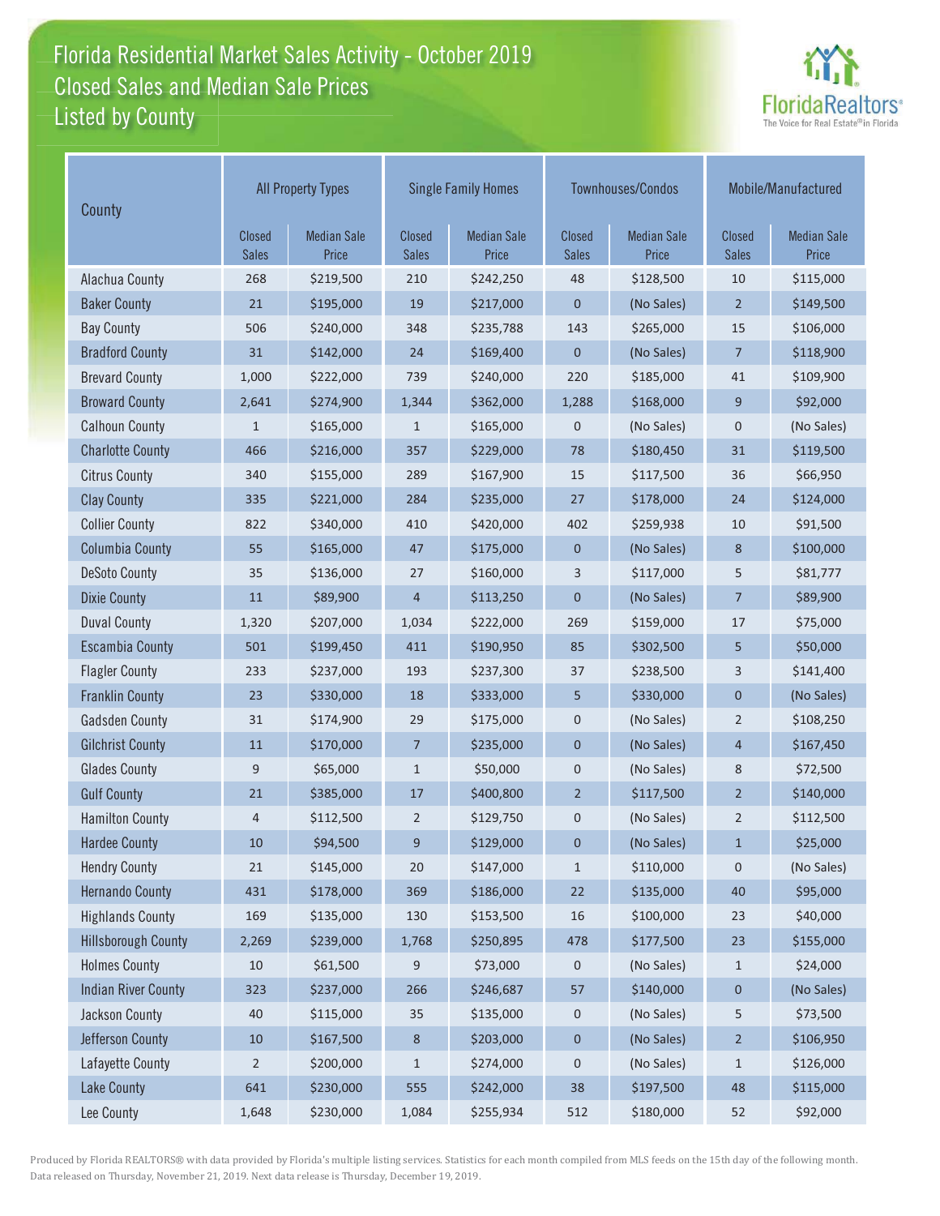# Florida Residential Market Sales Activity - October 2019
## Closed Sales and Median Sale Prices
## Listed by County

| County | All Property Types | | Single Family Homes | | Townhouses/Condos | | Mobile/Manufactured | |
|---|---|---|---|---|---|---|---|---|
| | Closed Sales | Median Sale Price | Closed Sales | Median Sale Price | Closed Sales | Median Sale Price | Closed Sales | Median Sale Price |
| Alachua County | 268 | $219,500 | 210 | $242,250 | 48 | $128,500 | 10 | $115,000 |
| Baker County | 21 | $195,000 | 19 | $217,000 | 0 | (No Sales) | 2 | $149,500 |
| Bay County | 506 | $240,000 | 348 | $235,788 | 143 | $265,000 | 15 | $106,000 |
| Bradford County | 31 | $142,000 | 24 | $169,400 | 0 | (No Sales) | 7 | $118,900 |
| Brevard County | 1,000 | $222,000 | 739 | $240,000 | 220 | $185,000 | 41 | $109,900 |
| Broward County | 2,641 | $274,900 | 1,344 | $362,000 | 1,288 | $168,000 | 9 | $92,000 |
| Calhoun County | 1 | $165,000 | 1 | $165,000 | 0 | (No Sales) | 0 | (No Sales) |
| Charlotte County | 466 | $216,000 | 357 | $229,000 | 78 | $180,450 | 31 | $119,500 |
| Citrus County | 340 | $155,000 | 289 | $167,900 | 15 | $117,500 | 36 | $66,950 |
| Clay County | 335 | $221,000 | 284 | $235,000 | 27 | $178,000 | 24 | $124,000 |
| Collier County | 822 | $340,000 | 410 | $420,000 | 402 | $259,938 | 10 | $91,500 |
| Columbia County | 55 | $165,000 | 47 | $175,000 | 0 | (No Sales) | 8 | $100,000 |
| DeSoto County | 35 | $136,000 | 27 | $160,000 | 3 | $117,000 | 5 | $81,777 |
| Dixie County | 11 | $89,900 | 4 | $113,250 | 0 | (No Sales) | 7 | $89,900 |
| Duval County | 1,320 | $207,000 | 1,034 | $222,000 | 269 | $159,000 | 17 | $75,000 |
| Escambia County | 501 | $199,450 | 411 | $190,950 | 85 | $302,500 | 5 | $50,000 |
| Flagler County | 233 | $237,000 | 193 | $237,300 | 37 | $238,500 | 3 | $141,400 |
| Franklin County | 23 | $330,000 | 18 | $333,000 | 5 | $330,000 | 0 | (No Sales) |
| Gadsden County | 31 | $174,900 | 29 | $175,000 | 0 | (No Sales) | 2 | $108,250 |
| Gilchrist County | 11 | $170,000 | 7 | $235,000 | 0 | (No Sales) | 4 | $167,450 |
| Glades County | 9 | $65,000 | 1 | $50,000 | 0 | (No Sales) | 8 | $72,500 |
| Gulf County | 21 | $385,000 | 17 | $400,800 | 2 | $117,500 | 2 | $140,000 |
| Hamilton County | 4 | $112,500 | 2 | $129,750 | 0 | (No Sales) | 2 | $112,500 |
| Hardee County | 10 | $94,500 | 9 | $129,000 | 0 | (No Sales) | 1 | $25,000 |
| Hendry County | 21 | $145,000 | 20 | $147,000 | 1 | $110,000 | 0 | (No Sales) |
| Hernando County | 431 | $178,000 | 369 | $186,000 | 22 | $135,000 | 40 | $95,000 |
| Highlands County | 169 | $135,000 | 130 | $153,500 | 16 | $100,000 | 23 | $40,000 |
| Hillsborough County | 2,269 | $239,000 | 1,768 | $250,895 | 478 | $177,500 | 23 | $155,000 |
| Holmes County | 10 | $61,500 | 9 | $73,000 | 0 | (No Sales) | 1 | $24,000 |
| Indian River County | 323 | $237,000 | 266 | $246,687 | 57 | $140,000 | 0 | (No Sales) |
| Jackson County | 40 | $115,000 | 35 | $135,000 | 0 | (No Sales) | 5 | $73,500 |
| Jefferson County | 10 | $167,500 | 8 | $203,000 | 0 | (No Sales) | 2 | $106,950 |
| Lafayette County | 2 | $200,000 | 1 | $274,000 | 0 | (No Sales) | 1 | $126,000 |
| Lake County | 641 | $230,000 | 555 | $242,000 | 38 | $197,500 | 48 | $115,000 |
| Lee County | 1,648 | $230,000 | 1,084 | $255,934 | 512 | $180,000 | 52 | $92,000 |

Produced by Florida REALTORS® with data provided by Florida's multiple listing services. Statistics for each month compiled from MLS feeds on the 15th day of the following month. Data released on Thursday, November 21, 2019. Next data release is Thursday, December 19, 2019.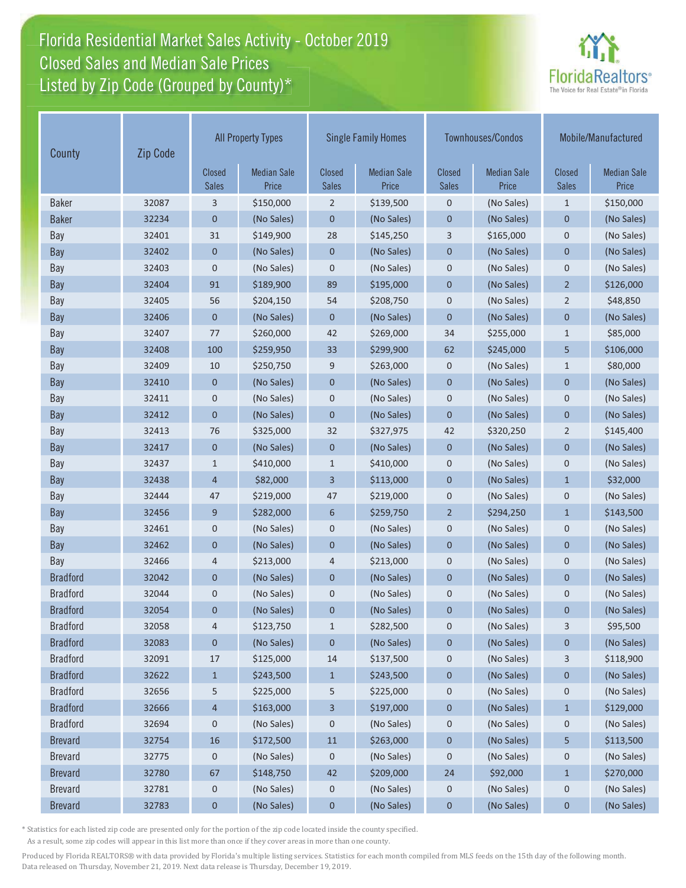# Florida Residential Market Sales Activity - October 2019
## Closed Sales and Median Sale Prices
## Listed by Zip Code (Grouped by County)*

| County | Zip Code | All Property Types | | Single Family Homes | | Townhouses/Condos | | Mobile/Manufactured | |
|---|---|---|---|---|---|---|---|---|---|
| | | Closed Sales | Median Sale Price | Closed Sales | Median Sale Price | Closed Sales | Median Sale Price | Closed Sales | Median Sale Price |
| Baker | 32087 | 3 | $150,000 | 2 | $139,500 | 0 | (No Sales) | 1 | $150,000 |
| Baker | 32234 | 0 | (No Sales) | 0 | (No Sales) | 0 | (No Sales) | 0 | (No Sales) |
| Bay | 32401 | 31 | $149,900 | 28 | $145,250 | 3 | $165,000 | 0 | (No Sales) |
| Bay | 32402 | 0 | (No Sales) | 0 | (No Sales) | 0 | (No Sales) | 0 | (No Sales) |
| Bay | 32403 | 0 | (No Sales) | 0 | (No Sales) | 0 | (No Sales) | 0 | (No Sales) |
| Bay | 32404 | 91 | $189,900 | 89 | $195,000 | 0 | (No Sales) | 2 | $126,000 |
| Bay | 32405 | 56 | $204,150 | 54 | $208,750 | 0 | (No Sales) | 2 | $48,850 |
| Bay | 32406 | 0 | (No Sales) | 0 | (No Sales) | 0 | (No Sales) | 0 | (No Sales) |
| Bay | 32407 | 77 | $260,000 | 42 | $269,000 | 34 | $255,000 | 1 | $85,000 |
| Bay | 32408 | 100 | $259,950 | 33 | $299,900 | 62 | $245,000 | 5 | $106,000 |
| Bay | 32409 | 10 | $250,750 | 9 | $263,000 | 0 | (No Sales) | 1 | $80,000 |
| Bay | 32410 | 0 | (No Sales) | 0 | (No Sales) | 0 | (No Sales) | 0 | (No Sales) |
| Bay | 32411 | 0 | (No Sales) | 0 | (No Sales) | 0 | (No Sales) | 0 | (No Sales) |
| Bay | 32412 | 0 | (No Sales) | 0 | (No Sales) | 0 | (No Sales) | 0 | (No Sales) |
| Bay | 32413 | 76 | $325,000 | 32 | $327,975 | 42 | $320,250 | 2 | $145,400 |
| Bay | 32417 | 0 | (No Sales) | 0 | (No Sales) | 0 | (No Sales) | 0 | (No Sales) |
| Bay | 32437 | 1 | $410,000 | 1 | $410,000 | 0 | (No Sales) | 0 | (No Sales) |
| Bay | 32438 | 4 | $82,000 | 3 | $113,000 | 0 | (No Sales) | 1 | $32,000 |
| Bay | 32444 | 47 | $219,000 | 47 | $219,000 | 0 | (No Sales) | 0 | (No Sales) |
| Bay | 32456 | 9 | $282,000 | 6 | $259,750 | 2 | $294,250 | 1 | $143,500 |
| Bay | 32461 | 0 | (No Sales) | 0 | (No Sales) | 0 | (No Sales) | 0 | (No Sales) |
| Bay | 32462 | 0 | (No Sales) | 0 | (No Sales) | 0 | (No Sales) | 0 | (No Sales) |
| Bay | 32466 | 4 | $213,000 | 4 | $213,000 | 0 | (No Sales) | 0 | (No Sales) |
| Bradford | 32042 | 0 | (No Sales) | 0 | (No Sales) | 0 | (No Sales) | 0 | (No Sales) |
| Bradford | 32044 | 0 | (No Sales) | 0 | (No Sales) | 0 | (No Sales) | 0 | (No Sales) |
| Bradford | 32054 | 0 | (No Sales) | 0 | (No Sales) | 0 | (No Sales) | 0 | (No Sales) |
| Bradford | 32058 | 4 | $123,750 | 1 | $282,500 | 0 | (No Sales) | 3 | $95,500 |
| Bradford | 32083 | 0 | (No Sales) | 0 | (No Sales) | 0 | (No Sales) | 0 | (No Sales) |
| Bradford | 32091 | 17 | $125,000 | 14 | $137,500 | 0 | (No Sales) | 3 | $118,900 |
| Bradford | 32622 | 1 | $243,500 | 1 | $243,500 | 0 | (No Sales) | 0 | (No Sales) |
| Bradford | 32656 | 5 | $225,000 | 5 | $225,000 | 0 | (No Sales) | 0 | (No Sales) |
| Bradford | 32666 | 4 | $163,000 | 3 | $197,000 | 0 | (No Sales) | 1 | $129,000 |
| Bradford | 32694 | 0 | (No Sales) | 0 | (No Sales) | 0 | (No Sales) | 0 | (No Sales) |
| Brevard | 32754 | 16 | $172,500 | 11 | $263,000 | 0 | (No Sales) | 5 | $113,500 |
| Brevard | 32775 | 0 | (No Sales) | 0 | (No Sales) | 0 | (No Sales) | 0 | (No Sales) |
| Brevard | 32780 | 67 | $148,750 | 42 | $209,000 | 24 | $92,000 | 1 | $270,000 |
| Brevard | 32781 | 0 | (No Sales) | 0 | (No Sales) | 0 | (No Sales) | 0 | (No Sales) |
| Brevard | 32783 | 0 | (No Sales) | 0 | (No Sales) | 0 | (No Sales) | 0 | (No Sales) |

* Statistics for each listed zip code are presented only for the portion of the zip code located inside the county specified.
As a result, some zip codes will appear in this list more than once if they cover areas in more than one county.

Produced by Florida REALTORS® with data provided by Florida's multiple listing services. Statistics for each month compiled from MLS feeds on the 15th day of the following month.
Data released on Thursday, November 21, 2019. Next data release is Thursday, December 19, 2019.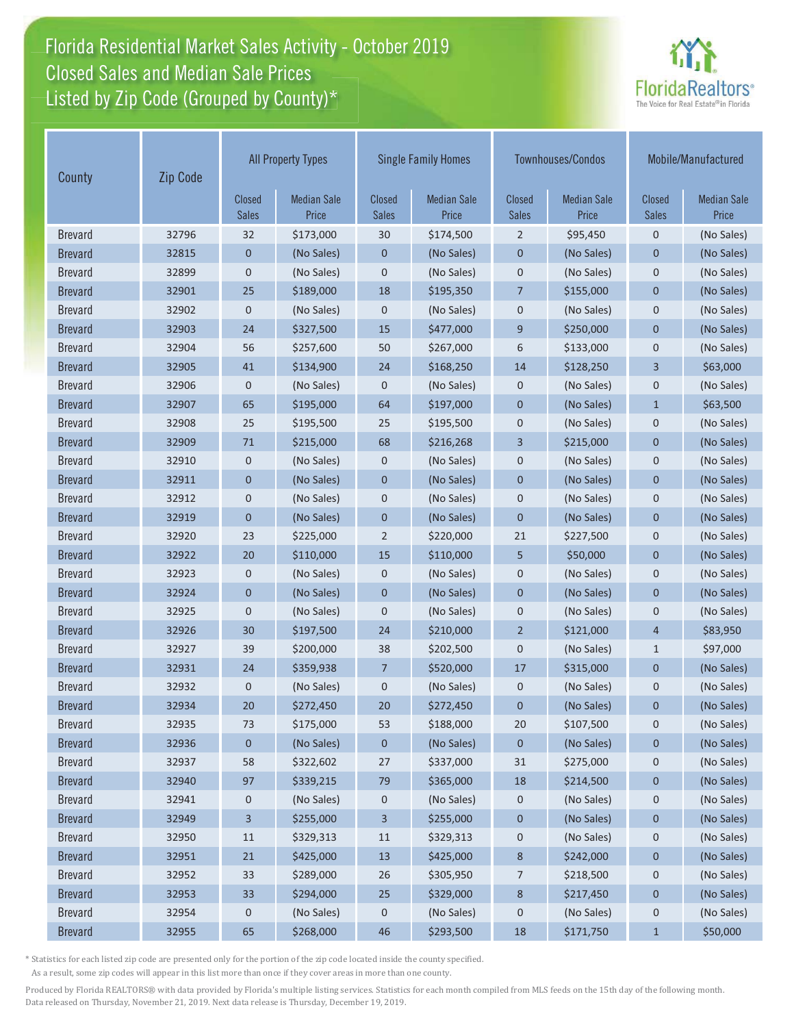# Florida Residential Market Sales Activity - October 2019
## Closed Sales and Median Sale Prices
## Listed by Zip Code (Grouped by County)*

| County | Zip Code | All Property Types | | Single Family Homes | | Townhouses/Condos | | Mobile/Manufactured | |
|---|---|---|---|---|---|---|---|---|---|
| | | Closed Sales | Median Sale Price | Closed Sales | Median Sale Price | Closed Sales | Median Sale Price | Closed Sales | Median Sale Price |
| Brevard | 32796 | 32 | $173,000 | 30 | $174,500 | 2 | $95,450 | 0 | (No Sales) |
| Brevard | 32815 | 0 | (No Sales) | 0 | (No Sales) | 0 | (No Sales) | 0 | (No Sales) |
| Brevard | 32899 | 0 | (No Sales) | 0 | (No Sales) | 0 | (No Sales) | 0 | (No Sales) |
| Brevard | 32901 | 25 | $189,000 | 18 | $195,350 | 7 | $155,000 | 0 | (No Sales) |
| Brevard | 32902 | 0 | (No Sales) | 0 | (No Sales) | 0 | (No Sales) | 0 | (No Sales) |
| Brevard | 32903 | 24 | $327,500 | 15 | $477,000 | 9 | $250,000 | 0 | (No Sales) |
| Brevard | 32904 | 56 | $257,600 | 50 | $267,000 | 6 | $133,000 | 0 | (No Sales) |
| Brevard | 32905 | 41 | $134,900 | 24 | $168,250 | 14 | $128,250 | 3 | $63,000 |
| Brevard | 32906 | 0 | (No Sales) | 0 | (No Sales) | 0 | (No Sales) | 0 | (No Sales) |
| Brevard | 32907 | 65 | $195,000 | 64 | $197,000 | 0 | (No Sales) | 1 | $63,500 |
| Brevard | 32908 | 25 | $195,500 | 25 | $195,500 | 0 | (No Sales) | 0 | (No Sales) |
| Brevard | 32909 | 71 | $215,000 | 68 | $216,268 | 3 | $215,000 | 0 | (No Sales) |
| Brevard | 32910 | 0 | (No Sales) | 0 | (No Sales) | 0 | (No Sales) | 0 | (No Sales) |
| Brevard | 32911 | 0 | (No Sales) | 0 | (No Sales) | 0 | (No Sales) | 0 | (No Sales) |
| Brevard | 32912 | 0 | (No Sales) | 0 | (No Sales) | 0 | (No Sales) | 0 | (No Sales) |
| Brevard | 32919 | 0 | (No Sales) | 0 | (No Sales) | 0 | (No Sales) | 0 | (No Sales) |
| Brevard | 32920 | 23 | $225,000 | 2 | $220,000 | 21 | $227,500 | 0 | (No Sales) |
| Brevard | 32922 | 20 | $110,000 | 15 | $110,000 | 5 | $50,000 | 0 | (No Sales) |
| Brevard | 32923 | 0 | (No Sales) | 0 | (No Sales) | 0 | (No Sales) | 0 | (No Sales) |
| Brevard | 32924 | 0 | (No Sales) | 0 | (No Sales) | 0 | (No Sales) | 0 | (No Sales) |
| Brevard | 32925 | 0 | (No Sales) | 0 | (No Sales) | 0 | (No Sales) | 0 | (No Sales) |
| Brevard | 32926 | 30 | $197,500 | 24 | $210,000 | 2 | $121,000 | 4 | $83,950 |
| Brevard | 32927 | 39 | $200,000 | 38 | $202,500 | 0 | (No Sales) | 1 | $97,000 |
| Brevard | 32931 | 24 | $359,938 | 7 | $520,000 | 17 | $315,000 | 0 | (No Sales) |
| Brevard | 32932 | 0 | (No Sales) | 0 | (No Sales) | 0 | (No Sales) | 0 | (No Sales) |
| Brevard | 32934 | 20 | $272,450 | 20 | $272,450 | 0 | (No Sales) | 0 | (No Sales) |
| Brevard | 32935 | 73 | $175,000 | 53 | $188,000 | 20 | $107,500 | 0 | (No Sales) |
| Brevard | 32936 | 0 | (No Sales) | 0 | (No Sales) | 0 | (No Sales) | 0 | (No Sales) |
| Brevard | 32937 | 58 | $322,602 | 27 | $337,000 | 31 | $275,000 | 0 | (No Sales) |
| Brevard | 32940 | 97 | $339,215 | 79 | $365,000 | 18 | $214,500 | 0 | (No Sales) |
| Brevard | 32941 | 0 | (No Sales) | 0 | (No Sales) | 0 | (No Sales) | 0 | (No Sales) |
| Brevard | 32949 | 3 | $255,000 | 3 | $255,000 | 0 | (No Sales) | 0 | (No Sales) |
| Brevard | 32950 | 11 | $329,313 | 11 | $329,313 | 0 | (No Sales) | 0 | (No Sales) |
| Brevard | 32951 | 21 | $425,000 | 13 | $425,000 | 8 | $242,000 | 0 | (No Sales) |
| Brevard | 32952 | 33 | $289,000 | 26 | $305,950 | 7 | $218,500 | 0 | (No Sales) |
| Brevard | 32953 | 33 | $294,000 | 25 | $329,000 | 8 | $217,450 | 0 | (No Sales) |
| Brevard | 32954 | 0 | (No Sales) | 0 | (No Sales) | 0 | (No Sales) | 0 | (No Sales) |
| Brevard | 32955 | 65 | $268,000 | 46 | $293,500 | 18 | $171,750 | 1 | $50,000 |

* Statistics for each listed zip code are presented only for the portion of the zip code located inside the county specified. As a result, some zip codes will appear in this list more than once if they cover areas in more than one county.

Produced by Florida REALTORS® with data provided by Florida's multiple listing services. Statistics for each month compiled from MLS feeds on the 15th day of the following month. Data released on Thursday, November 21, 2019. Next data release is Thursday, December 19, 2019.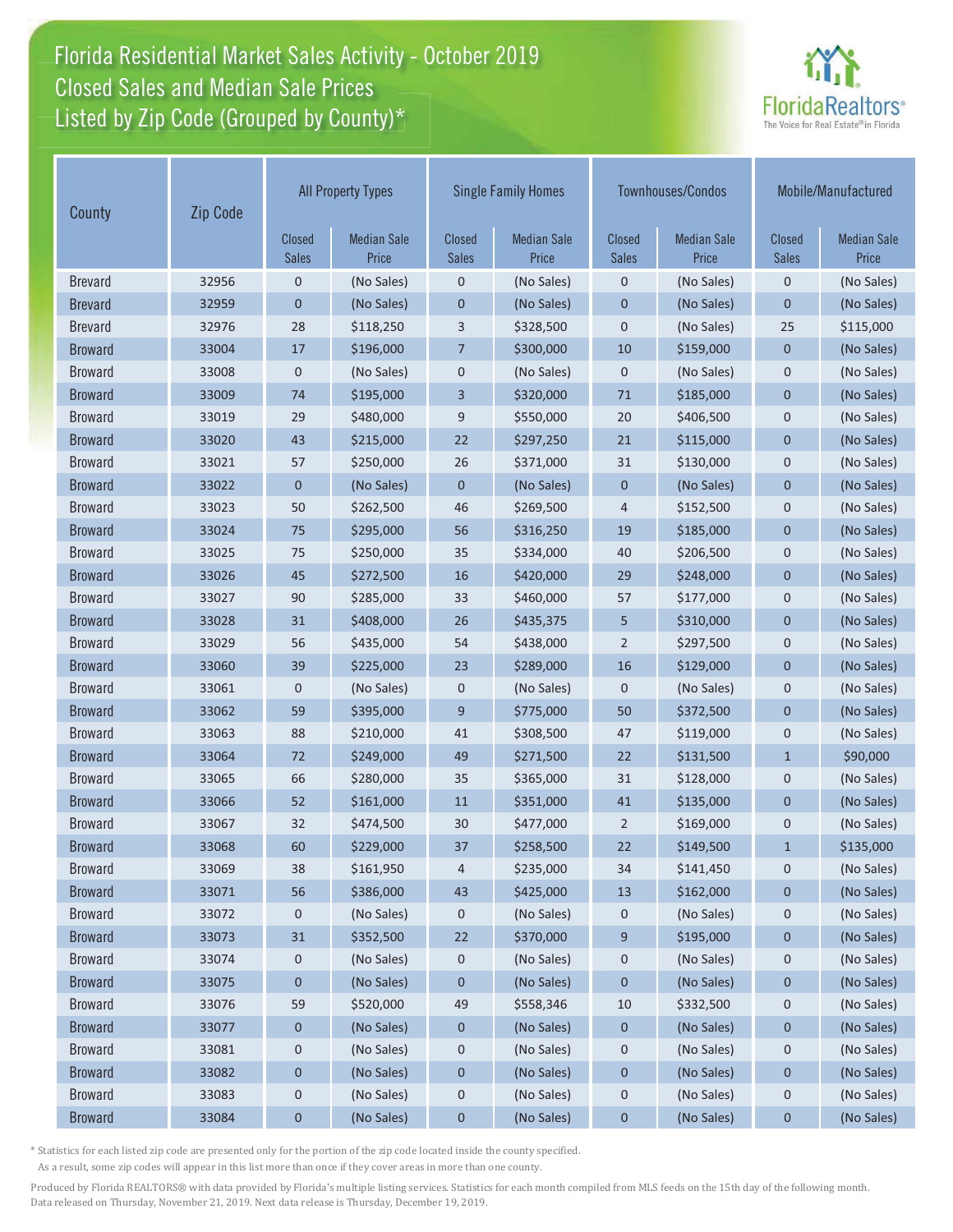# Florida Residential Market Sales Activity - October 2019
## Closed Sales and Median Sale Prices
## Listed by Zip Code (Grouped by County)*

FloridaRealtors®
The Voice for Real Estate® in Florida

| County | Zip Code | All Property Types | | Single Family Homes | | Townhouses/Condos | | Mobile/Manufactured | |
|---|---|---|---|---|---|---|---|---|---|
| | | Closed Sales | Median Sale Price | Closed Sales | Median Sale Price | Closed Sales | Median Sale Price | Closed Sales | Median Sale Price |
| Brevard | 32956 | 0 | (No Sales) | 0 | (No Sales) | 0 | (No Sales) | 0 | (No Sales) |
| Brevard | 32959 | 0 | (No Sales) | 0 | (No Sales) | 0 | (No Sales) | 0 | (No Sales) |
| Brevard | 32976 | 28 | $118,250 | 3 | $328,500 | 0 | (No Sales) | 25 | $115,000 |
| Broward | 33004 | 17 | $196,000 | 7 | $300,000 | 10 | $159,000 | 0 | (No Sales) |
| Broward | 33008 | 0 | (No Sales) | 0 | (No Sales) | 0 | (No Sales) | 0 | (No Sales) |
| Broward | 33009 | 74 | $195,000 | 3 | $320,000 | 71 | $185,000 | 0 | (No Sales) |
| Broward | 33019 | 29 | $480,000 | 9 | $550,000 | 20 | $406,500 | 0 | (No Sales) |
| Broward | 33020 | 43 | $215,000 | 22 | $297,250 | 21 | $115,000 | 0 | (No Sales) |
| Broward | 33021 | 57 | $250,000 | 26 | $371,000 | 31 | $130,000 | 0 | (No Sales) |
| Broward | 33022 | 0 | (No Sales) | 0 | (No Sales) | 0 | (No Sales) | 0 | (No Sales) |
| Broward | 33023 | 50 | $262,500 | 46 | $269,500 | 4 | $152,500 | 0 | (No Sales) |
| Broward | 33024 | 75 | $295,000 | 56 | $316,250 | 19 | $185,000 | 0 | (No Sales) |
| Broward | 33025 | 75 | $250,000 | 35 | $334,000 | 40 | $206,500 | 0 | (No Sales) |
| Broward | 33026 | 45 | $272,500 | 16 | $420,000 | 29 | $248,000 | 0 | (No Sales) |
| Broward | 33027 | 90 | $285,000 | 33 | $460,000 | 57 | $177,000 | 0 | (No Sales) |
| Broward | 33028 | 31 | $408,000 | 26 | $435,375 | 5 | $310,000 | 0 | (No Sales) |
| Broward | 33029 | 56 | $435,000 | 54 | $438,000 | 2 | $297,500 | 0 | (No Sales) |
| Broward | 33060 | 39 | $225,000 | 23 | $289,000 | 16 | $129,000 | 0 | (No Sales) |
| Broward | 33061 | 0 | (No Sales) | 0 | (No Sales) | 0 | (No Sales) | 0 | (No Sales) |
| Broward | 33062 | 59 | $395,000 | 9 | $775,000 | 50 | $372,500 | 0 | (No Sales) |
| Broward | 33063 | 88 | $210,000 | 41 | $308,500 | 47 | $119,000 | 0 | (No Sales) |
| Broward | 33064 | 72 | $249,000 | 49 | $271,500 | 22 | $131,500 | 1 | $90,000 |
| Broward | 33065 | 66 | $280,000 | 35 | $365,000 | 31 | $128,000 | 0 | (No Sales) |
| Broward | 33066 | 52 | $161,000 | 11 | $351,000 | 41 | $135,000 | 0 | (No Sales) |
| Broward | 33067 | 32 | $474,500 | 30 | $477,000 | 2 | $169,000 | 0 | (No Sales) |
| Broward | 33068 | 60 | $229,000 | 37 | $258,500 | 22 | $149,500 | 1 | $135,000 |
| Broward | 33069 | 38 | $161,950 | 4 | $235,000 | 34 | $141,450 | 0 | (No Sales) |
| Broward | 33071 | 56 | $386,000 | 43 | $425,000 | 13 | $162,000 | 0 | (No Sales) |
| Broward | 33072 | 0 | (No Sales) | 0 | (No Sales) | 0 | (No Sales) | 0 | (No Sales) |
| Broward | 33073 | 31 | $352,500 | 22 | $370,000 | 9 | $195,000 | 0 | (No Sales) |
| Broward | 33074 | 0 | (No Sales) | 0 | (No Sales) | 0 | (No Sales) | 0 | (No Sales) |
| Broward | 33075 | 0 | (No Sales) | 0 | (No Sales) | 0 | (No Sales) | 0 | (No Sales) |
| Broward | 33076 | 59 | $520,000 | 49 | $558,346 | 10 | $332,500 | 0 | (No Sales) |
| Broward | 33077 | 0 | (No Sales) | 0 | (No Sales) | 0 | (No Sales) | 0 | (No Sales) |
| Broward | 33081 | 0 | (No Sales) | 0 | (No Sales) | 0 | (No Sales) | 0 | (No Sales) |
| Broward | 33082 | 0 | (No Sales) | 0 | (No Sales) | 0 | (No Sales) | 0 | (No Sales) |
| Broward | 33083 | 0 | (No Sales) | 0 | (No Sales) | 0 | (No Sales) | 0 | (No Sales) |
| Broward | 33084 | 0 | (No Sales) | 0 | (No Sales) | 0 | (No Sales) | 0 | (No Sales) |

* Statistics for each listed zip code are presented only for the portion of the zip code located inside the county specified. As a result, some zip codes will appear in this list more than once if they cover areas in more than one county.

Produced by Florida REALTORS® with data provided by Florida's multiple listing services. Statistics for each month compiled from MLS feeds on the 15th day of the following month. Data released on Thursday, November 21, 2019. Next data release is Thursday, December 19, 2019.